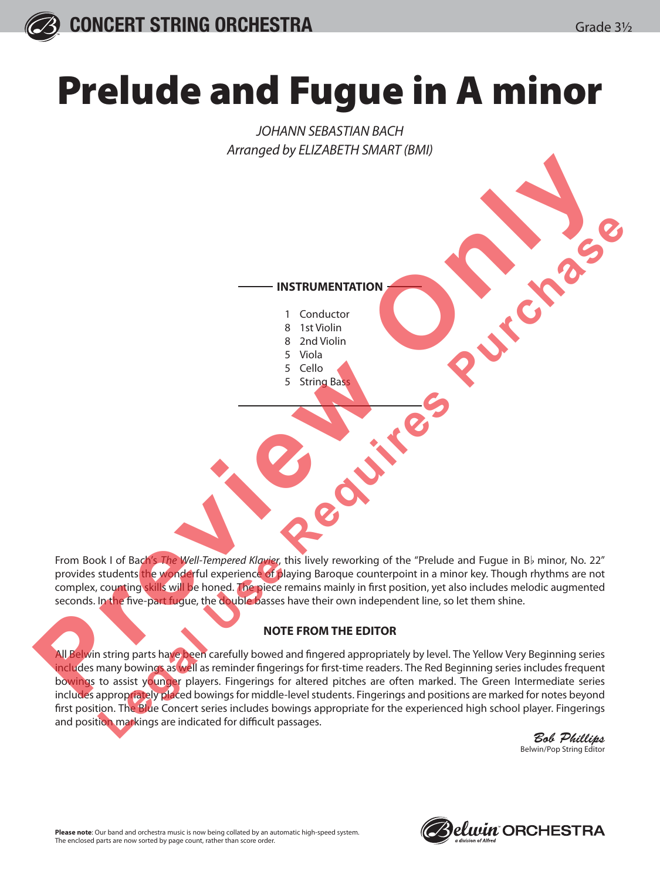CONCERT STRING ORCHESTRA

Grade 3½

# Prelude and Fugue in A minor

*JOHANN SEBASTIAN BACH*
*Arranged by ELIZABETH SMART (BMI)*

## INSTRUMENTATION

- 1 Conductor
- 8 1st Violin
- 8 2nd Violin
- 5 Viola
- 5 Cello
- 5 String Bass

From Book I of Bach's *The Well-Tempered Klavier*, this lively reworking of the "Prelude and Fugue in B♭ minor, No. 22" provides students the wonderful experience of playing Baroque counterpoint in a minor key. Though rhythms are not complex, counting skills will be honed. The piece remains mainly in first position, yet also includes melodic augmented seconds. In the five-part fugue, the double basses have their own independent line, so let them shine.

## NOTE FROM THE EDITOR

All Belwin string parts have been carefully bowed and fingered appropriately by level. The Yellow Very Beginning series includes many bowings as well as reminder fingerings for first-time readers. The Red Beginning series includes frequent bowings to assist younger players. Fingerings for altered pitches are often marked. The Green Intermediate series includes appropriately placed bowings for middle-level students. Fingerings and positions are marked for notes beyond first position. The Blue Concert series includes bowings appropriate for the experienced high school player. Fingerings and position markings are indicated for difficult passages.

*Bob Phillips*
Belwin/Pop String Editor

**Please note**: Our band and orchestra music is now being collated by an automatic high-speed system. The enclosed parts are now sorted by page count, rather than score order.

Belwin ORCHESTRA
a division of Alfred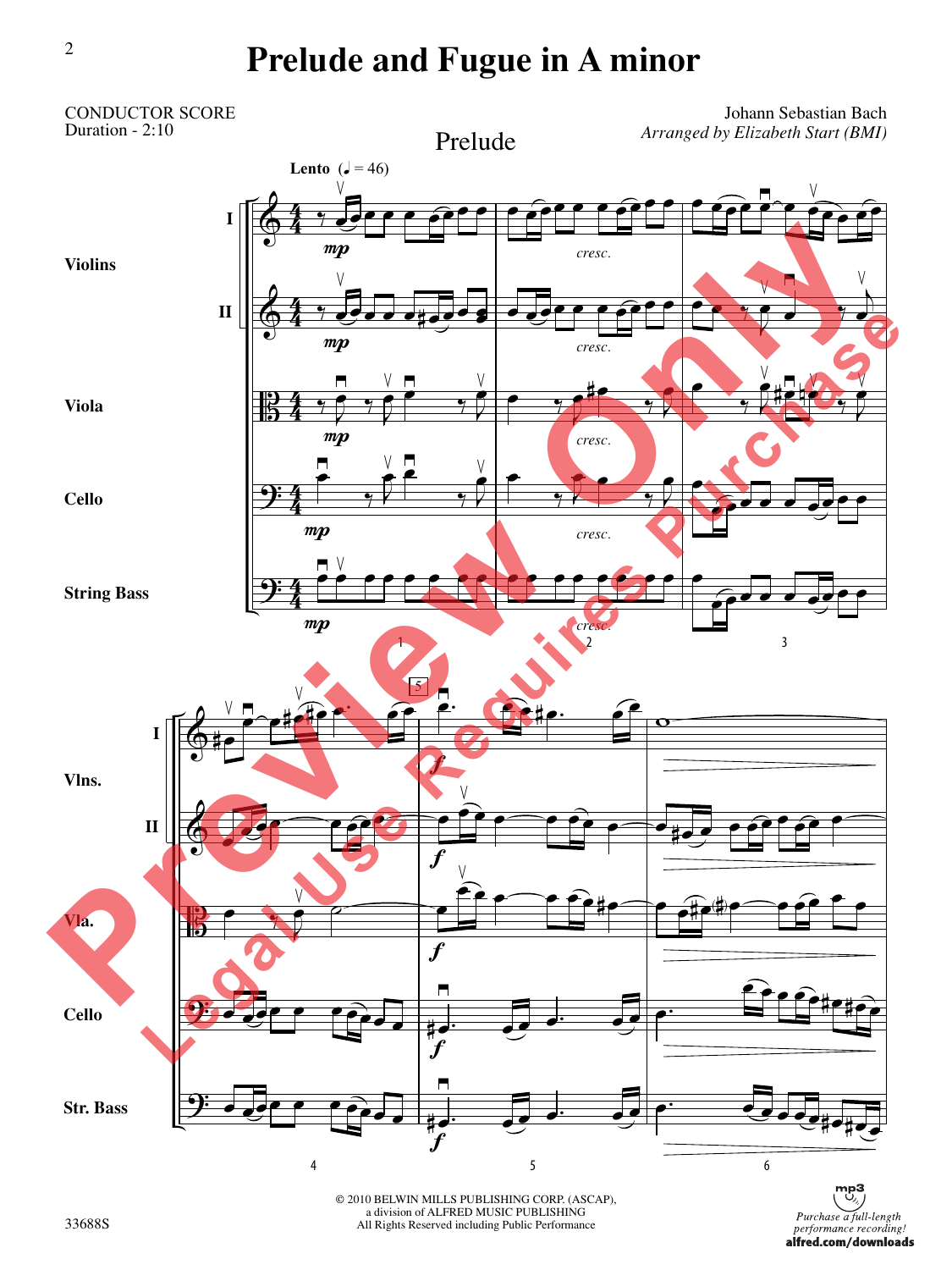# Prelude and Fugue in A minor

CONDUCTOR SCORE
Duration - 2:10

Johann Sebastian Bach
*Arranged by Elizabeth Start (BMI)*

## Prelude

**Lento** (♩ = 46)

© 2010 BELWIN MILLS PUBLISHING CORP. (ASCAP),
a division of ALFRED MUSIC PUBLISHING
All Rights Reserved including Public Performance

33688S

*Purchase a full-length performance recording!*
**alfred.com/downloads**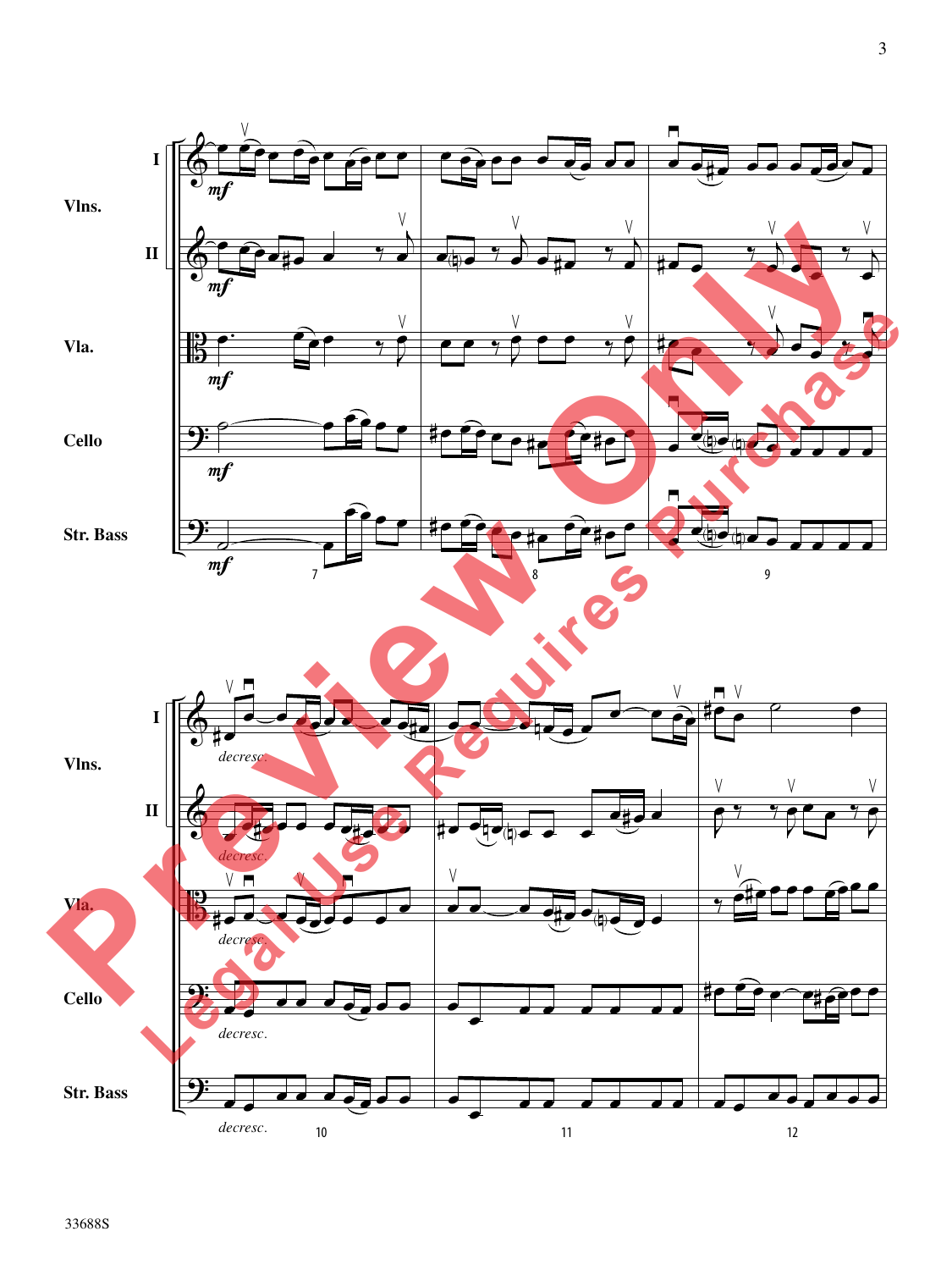Vlns. I

Vlns. II

Vla.

Cello

Str. Bass

*mf*

7 8 9

*decresc.*

10 11 12

33688S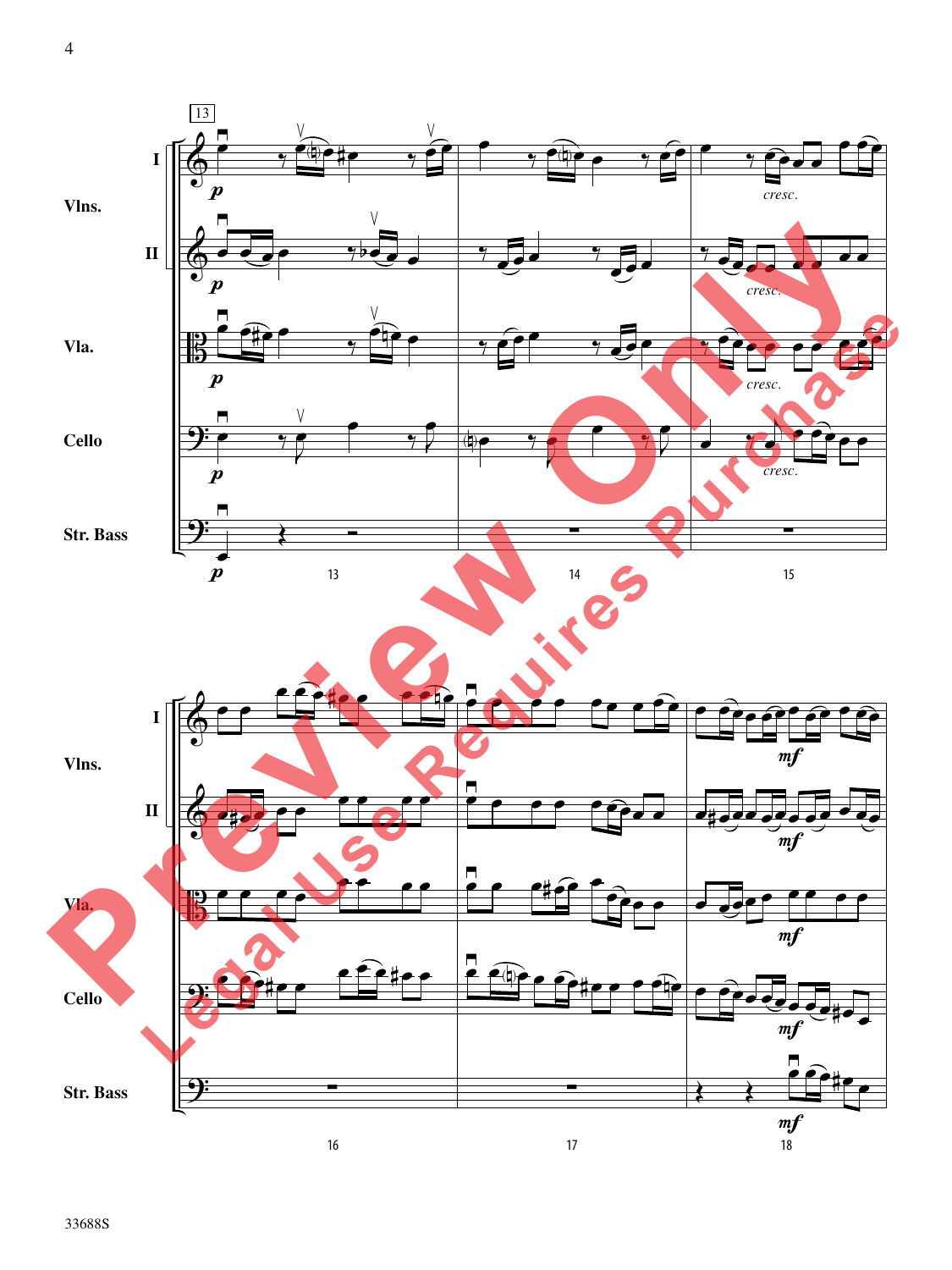13

Vlns. I

Vlns. II

Vla.

Cello

Str. Bass

*p*

*cresc.*

13 14 15

Vlns. I

Vlns. II

Vla.

Cello

Str. Bass

*mf*

16 17 18

Preview Only

Legal Use Requires Purchase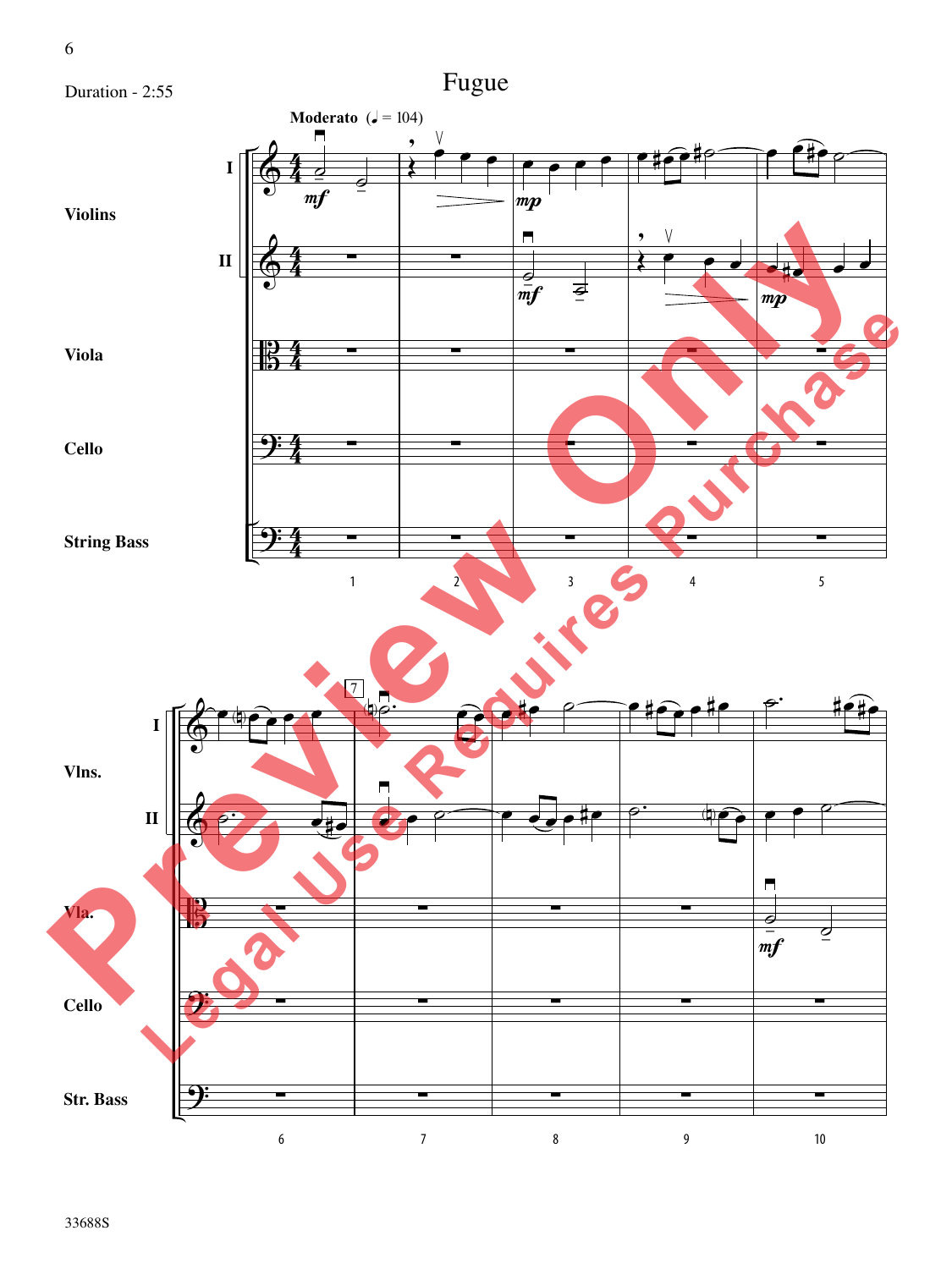Duration - 2:55

# Fugue

**Moderato** (♩ = 104)

Violins I, Violins II, Viola, Cello, String Bass

Vlns. I, Vlns. II, Vla., Cello, Str. Bass

33688S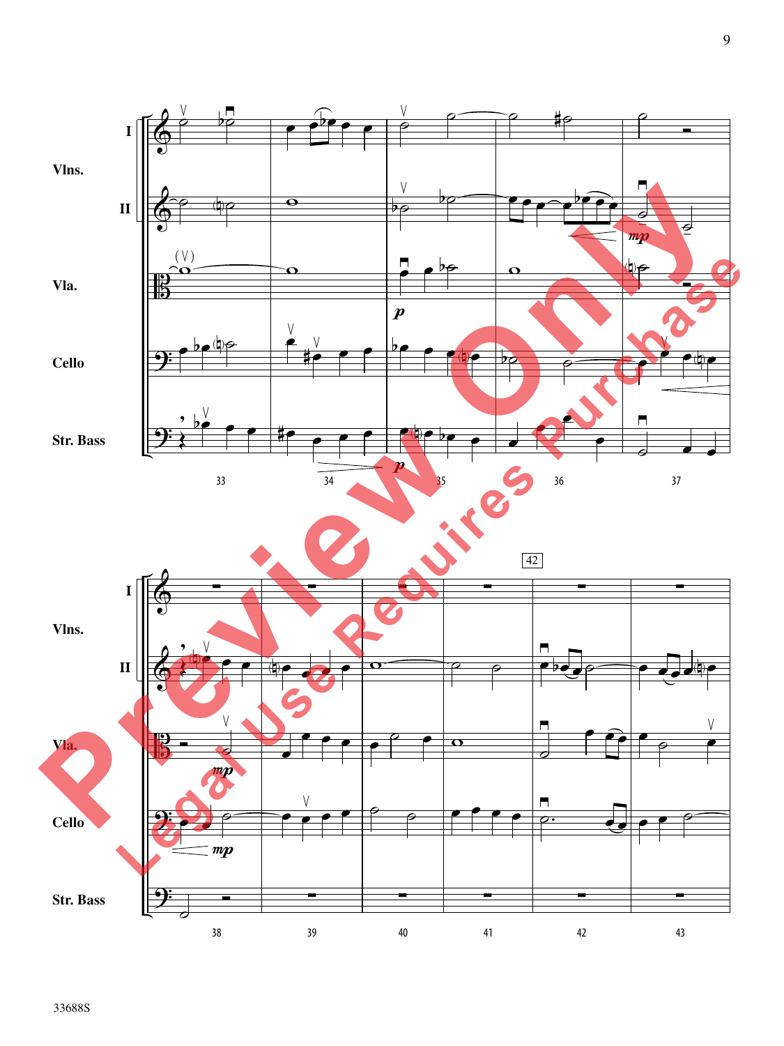Vlns. I

Vlns. II

Vla.

Cello

Str. Bass

33 34 35 36 37

42

38 39 40 41 42 43

Preview Only

Legal Use Requires Purchase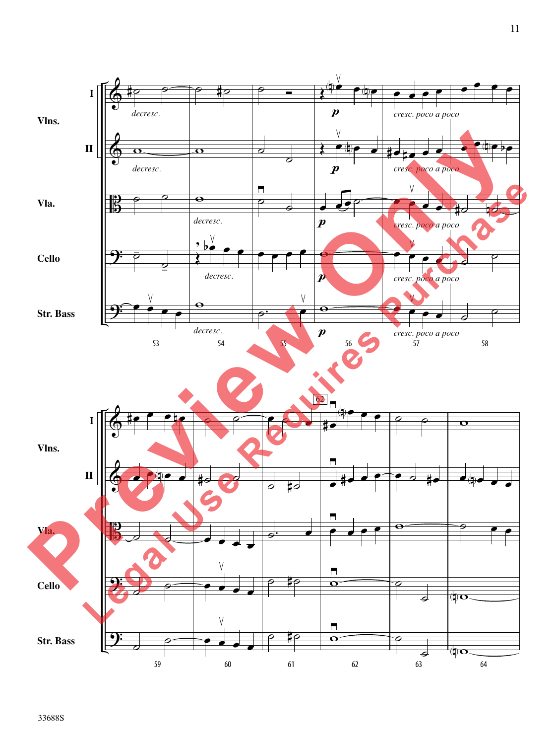Vlns. I

*decresc.*

*p*

*cresc. poco a poco*

II

*decresc.*

*p*

*cresc. poco a poco*

Vla.

*decresc.*

*p*

*cresc. poco a poco*

Cello

*decresc.*

*p*

*cresc. poco a poco*

Str. Bass

*decresc.*

*p*

*cresc. poco a poco*

53 54 55 56 57 58

Vlns. I

62

II

Vla.

Cello

Str. Bass

59 60 61 62 63 64

33688S

Preview Only
Legal Use Requires Purchase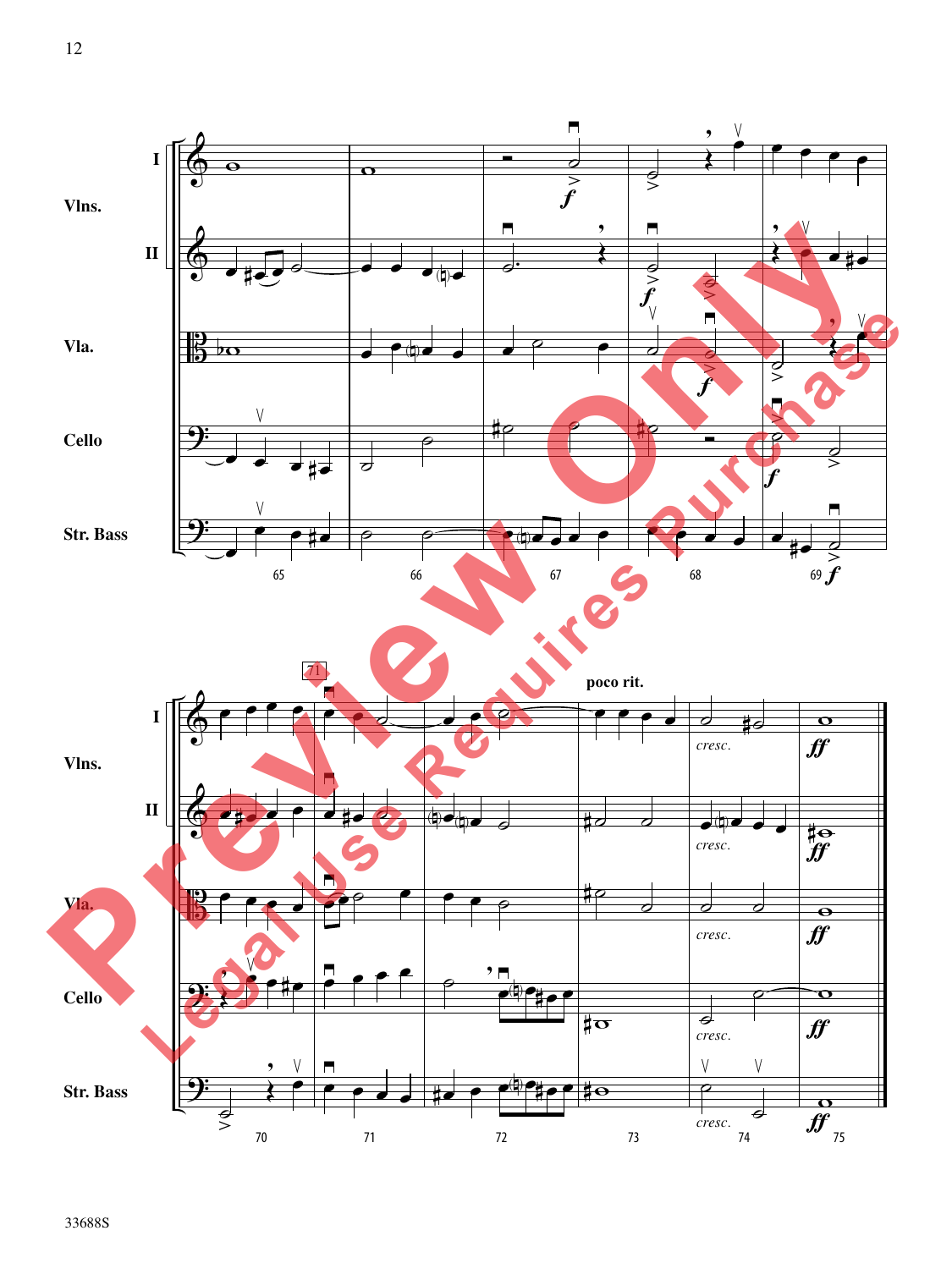Vlns.

I

II

Vla.

Cello

Str. Bass

65 66 67 68 69

71

poco rit.

cresc.

ff

70 71 72 73 74 75

Preview Only

Legal Use Requires Purchase

33688S